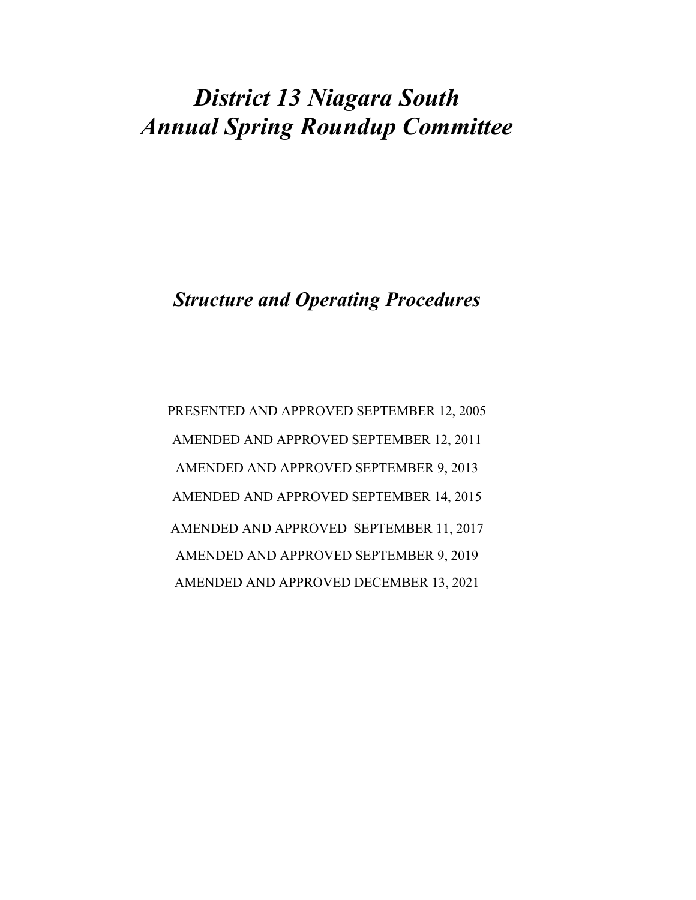# *District 13 Niagara South*
# *Annual Spring Roundup Committee*

## *Structure and Operating Procedures*

PRESENTED AND APPROVED SEPTEMBER 12, 2005

AMENDED AND APPROVED SEPTEMBER 12, 2011

AMENDED AND APPROVED SEPTEMBER 9, 2013

AMENDED AND APPROVED SEPTEMBER 14, 2015

AMENDED AND APPROVED SEPTEMBER 11, 2017

AMENDED AND APPROVED SEPTEMBER 9, 2019

AMENDED AND APPROVED DECEMBER 13, 2021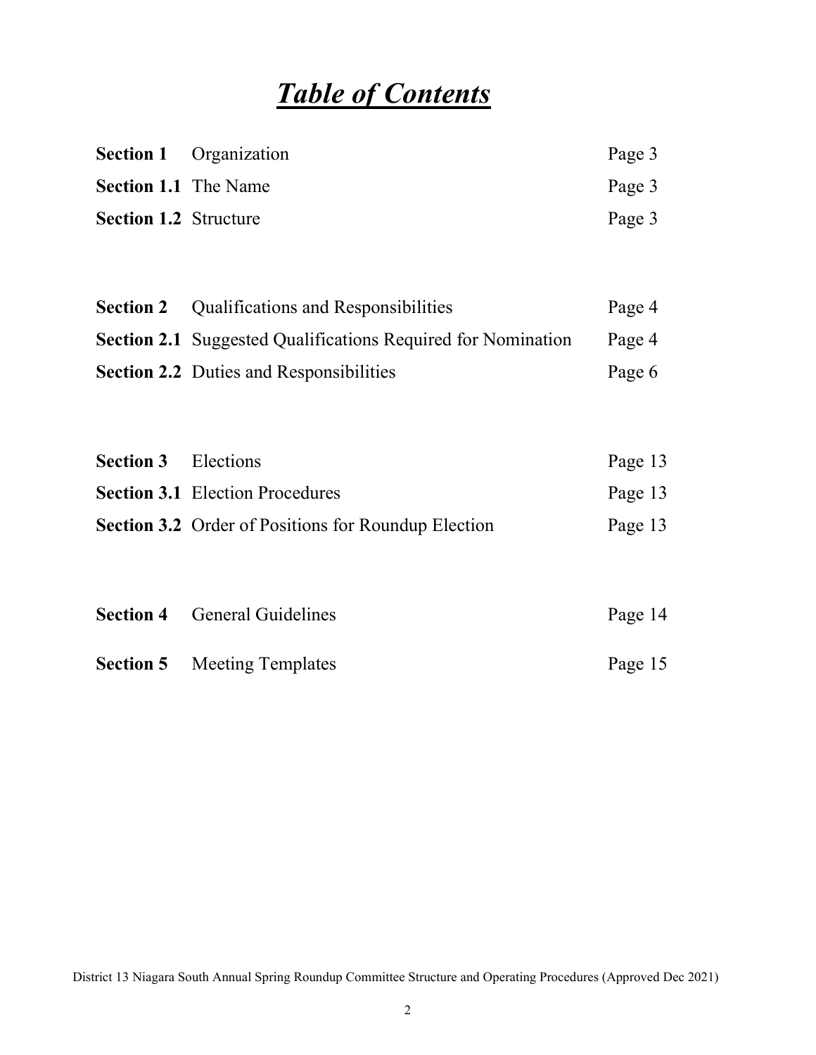# ***Table of Contents***

| | | |
|---|---|---|
| **Section 1** | Organization | Page 3 |
| **Section 1.1** | The Name | Page 3 |
| **Section 1.2** | Structure | Page 3 |
| | | |
| **Section 2** | Qualifications and Responsibilities | Page 4 |
| **Section 2.1** | Suggested Qualifications Required for Nomination | Page 4 |
| **Section 2.2** | Duties and Responsibilities | Page 6 |
| | | |
| **Section 3** | Elections | Page 13 |
| **Section 3.1** | Election Procedures | Page 13 |
| **Section 3.2** | Order of Positions for Roundup Election | Page 13 |
| | | |
| **Section 4** | General Guidelines | Page 14 |
| **Section 5** | Meeting Templates | Page 15 |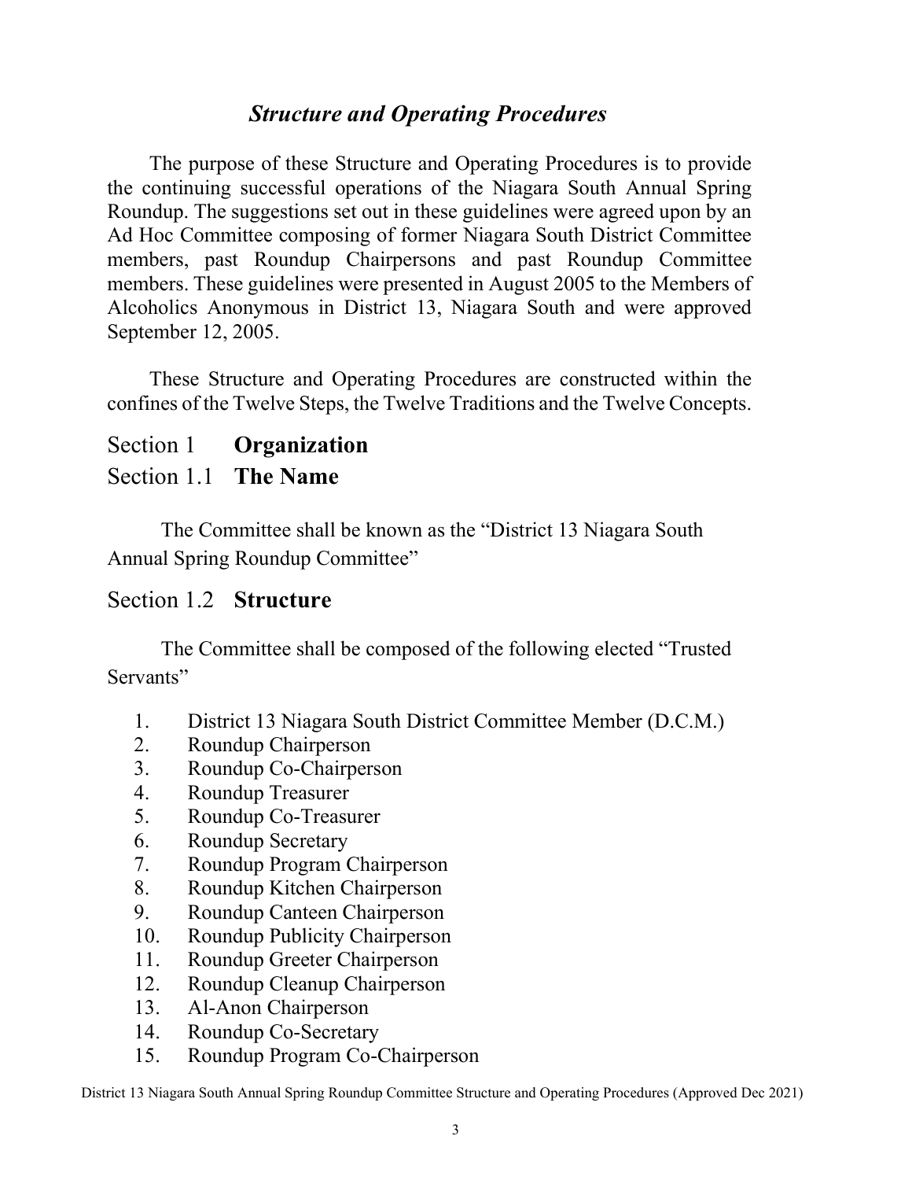## *Structure and Operating Procedures*

The purpose of these Structure and Operating Procedures is to provide the continuing successful operations of the Niagara South Annual Spring Roundup. The suggestions set out in these guidelines were agreed upon by an Ad Hoc Committee composing of former Niagara South District Committee members, past Roundup Chairpersons and past Roundup Committee members. These guidelines were presented in August 2005 to the Members of Alcoholics Anonymous in District 13, Niagara South and were approved September 12, 2005.

These Structure and Operating Procedures are constructed within the confines of the Twelve Steps, the Twelve Traditions and the Twelve Concepts.

## Section 1 **Organization**

### Section 1.1 **The Name**

The Committee shall be known as the "District 13 Niagara South Annual Spring Roundup Committee"

### Section 1.2 **Structure**

The Committee shall be composed of the following elected "Trusted Servants"

1. District 13 Niagara South District Committee Member (D.C.M.)
2. Roundup Chairperson
3. Roundup Co-Chairperson
4. Roundup Treasurer
5. Roundup Co-Treasurer
6. Roundup Secretary
7. Roundup Program Chairperson
8. Roundup Kitchen Chairperson
9. Roundup Canteen Chairperson
10. Roundup Publicity Chairperson
11. Roundup Greeter Chairperson
12. Roundup Cleanup Chairperson
13. Al-Anon Chairperson
14. Roundup Co-Secretary
15. Roundup Program Co-Chairperson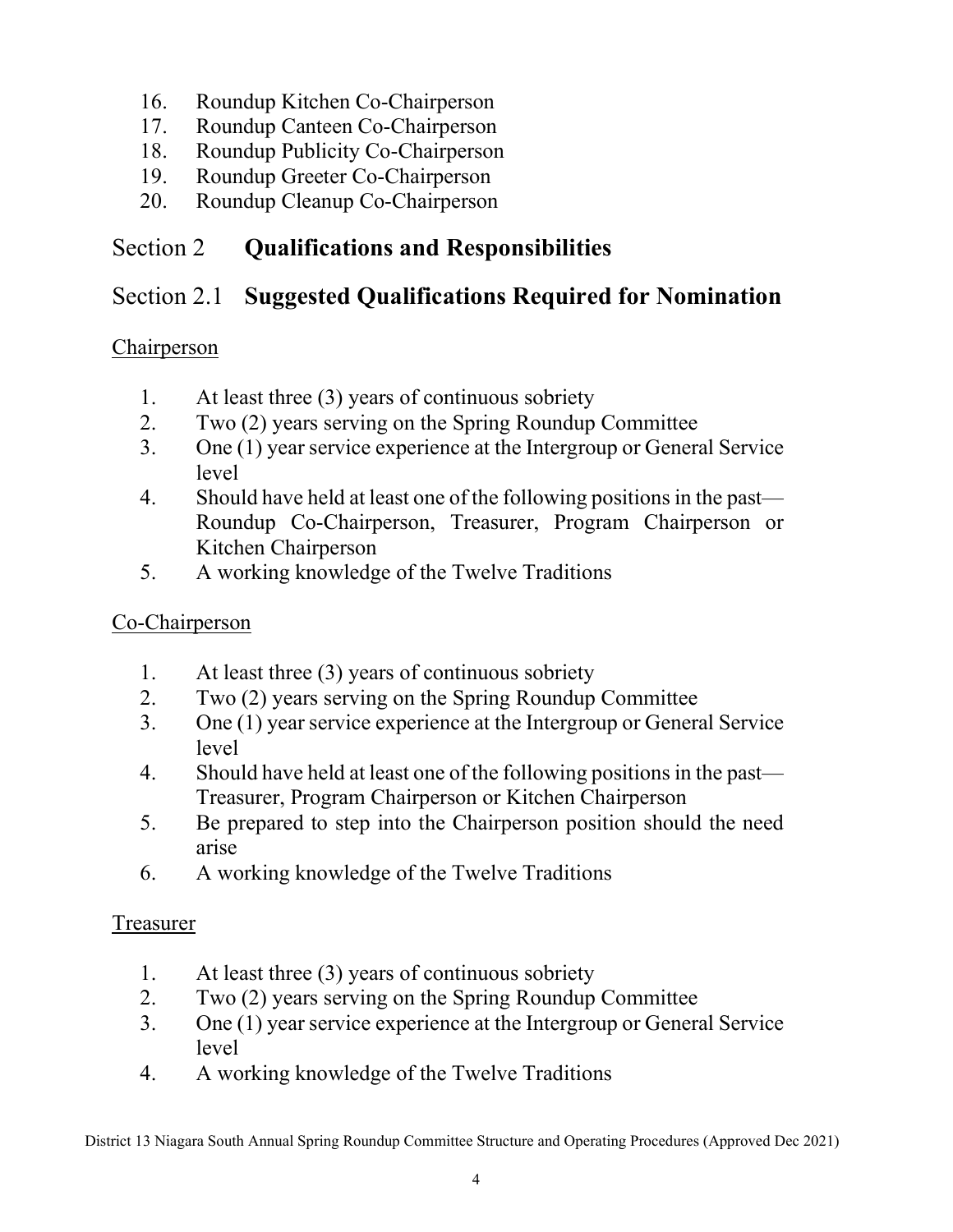16. Roundup Kitchen Co-Chairperson
17. Roundup Canteen Co-Chairperson
18. Roundup Publicity Co-Chairperson
19. Roundup Greeter Co-Chairperson
20. Roundup Cleanup Co-Chairperson

## Section 2 **Qualifications and Responsibilities**

## Section 2.1 **Suggested Qualifications Required for Nomination**

<u>Chairperson</u>

1. At least three (3) years of continuous sobriety
2. Two (2) years serving on the Spring Roundup Committee
3. One (1) year service experience at the Intergroup or General Service level
4. Should have held at least one of the following positions in the past— Roundup Co-Chairperson, Treasurer, Program Chairperson or Kitchen Chairperson
5. A working knowledge of the Twelve Traditions

<u>Co-Chairperson</u>

1. At least three (3) years of continuous sobriety
2. Two (2) years serving on the Spring Roundup Committee
3. One (1) year service experience at the Intergroup or General Service level
4. Should have held at least one of the following positions in the past— Treasurer, Program Chairperson or Kitchen Chairperson
5. Be prepared to step into the Chairperson position should the need arise
6. A working knowledge of the Twelve Traditions

<u>Treasurer</u>

1. At least three (3) years of continuous sobriety
2. Two (2) years serving on the Spring Roundup Committee
3. One (1) year service experience at the Intergroup or General Service level
4. A working knowledge of the Twelve Traditions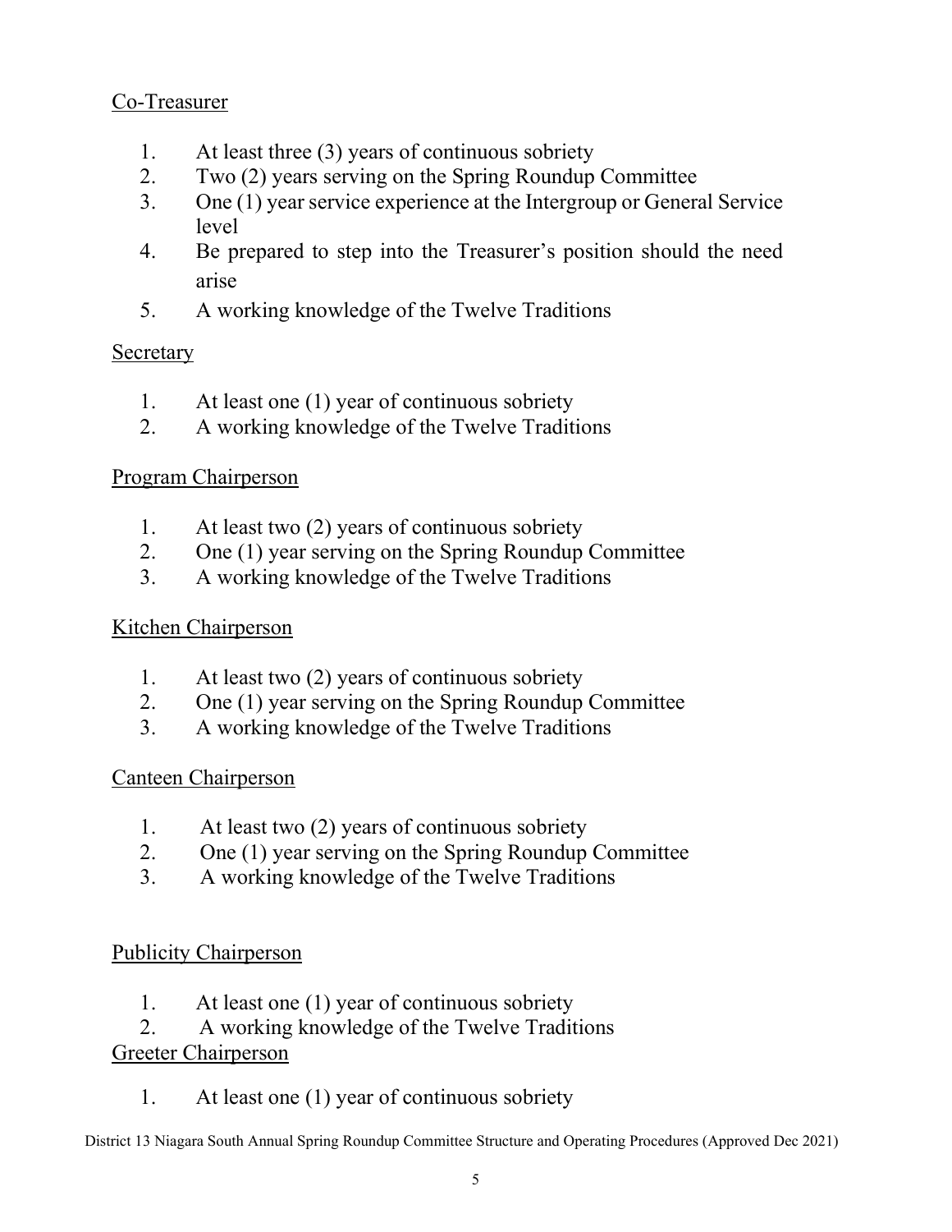Co-Treasurer

1. At least three (3) years of continuous sobriety
2. Two (2) years serving on the Spring Roundup Committee
3. One (1) year service experience at the Intergroup or General Service level
4. Be prepared to step into the Treasurer's position should the need arise
5. A working knowledge of the Twelve Traditions

Secretary

1. At least one (1) year of continuous sobriety
2. A working knowledge of the Twelve Traditions

Program Chairperson

1. At least two (2) years of continuous sobriety
2. One (1) year serving on the Spring Roundup Committee
3. A working knowledge of the Twelve Traditions

Kitchen Chairperson

1. At least two (2) years of continuous sobriety
2. One (1) year serving on the Spring Roundup Committee
3. A working knowledge of the Twelve Traditions

Canteen Chairperson

1. At least two (2) years of continuous sobriety
2. One (1) year serving on the Spring Roundup Committee
3. A working knowledge of the Twelve Traditions

Publicity Chairperson

1. At least one (1) year of continuous sobriety
2. A working knowledge of the Twelve Traditions

Greeter Chairperson

1. At least one (1) year of continuous sobriety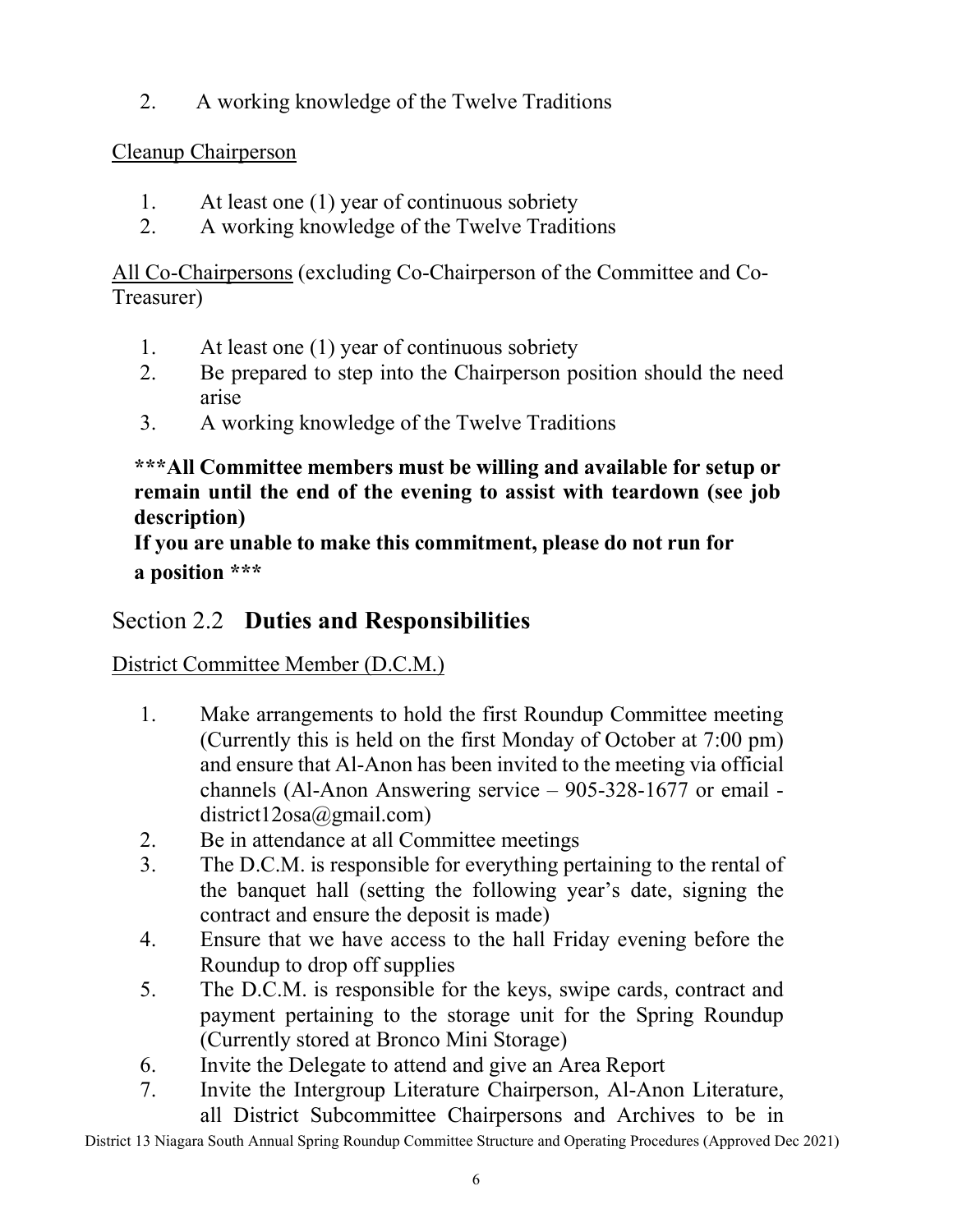2. A working knowledge of the Twelve Traditions

Cleanup Chairperson

1. At least one (1) year of continuous sobriety
2. A working knowledge of the Twelve Traditions

All Co-Chairpersons (excluding Co-Chairperson of the Committee and Co-Treasurer)

1. At least one (1) year of continuous sobriety
2. Be prepared to step into the Chairperson position should the need arise
3. A working knowledge of the Twelve Traditions

**\*\*\*All Committee members must be willing and available for setup or remain until the end of the evening to assist with teardown (see job description)**
**If you are unable to make this commitment, please do not run for a position \*\*\***

## Section 2.2 **Duties and Responsibilities**

District Committee Member (D.C.M.)

1. Make arrangements to hold the first Roundup Committee meeting (Currently this is held on the first Monday of October at 7:00 pm) and ensure that Al-Anon has been invited to the meeting via official channels (Al-Anon Answering service – 905-328-1677 or email - district12osa@gmail.com)
2. Be in attendance at all Committee meetings
3. The D.C.M. is responsible for everything pertaining to the rental of the banquet hall (setting the following year's date, signing the contract and ensure the deposit is made)
4. Ensure that we have access to the hall Friday evening before the Roundup to drop off supplies
5. The D.C.M. is responsible for the keys, swipe cards, contract and payment pertaining to the storage unit for the Spring Roundup (Currently stored at Bronco Mini Storage)
6. Invite the Delegate to attend and give an Area Report
7. Invite the Intergroup Literature Chairperson, Al-Anon Literature, all District Subcommittee Chairpersons and Archives to be in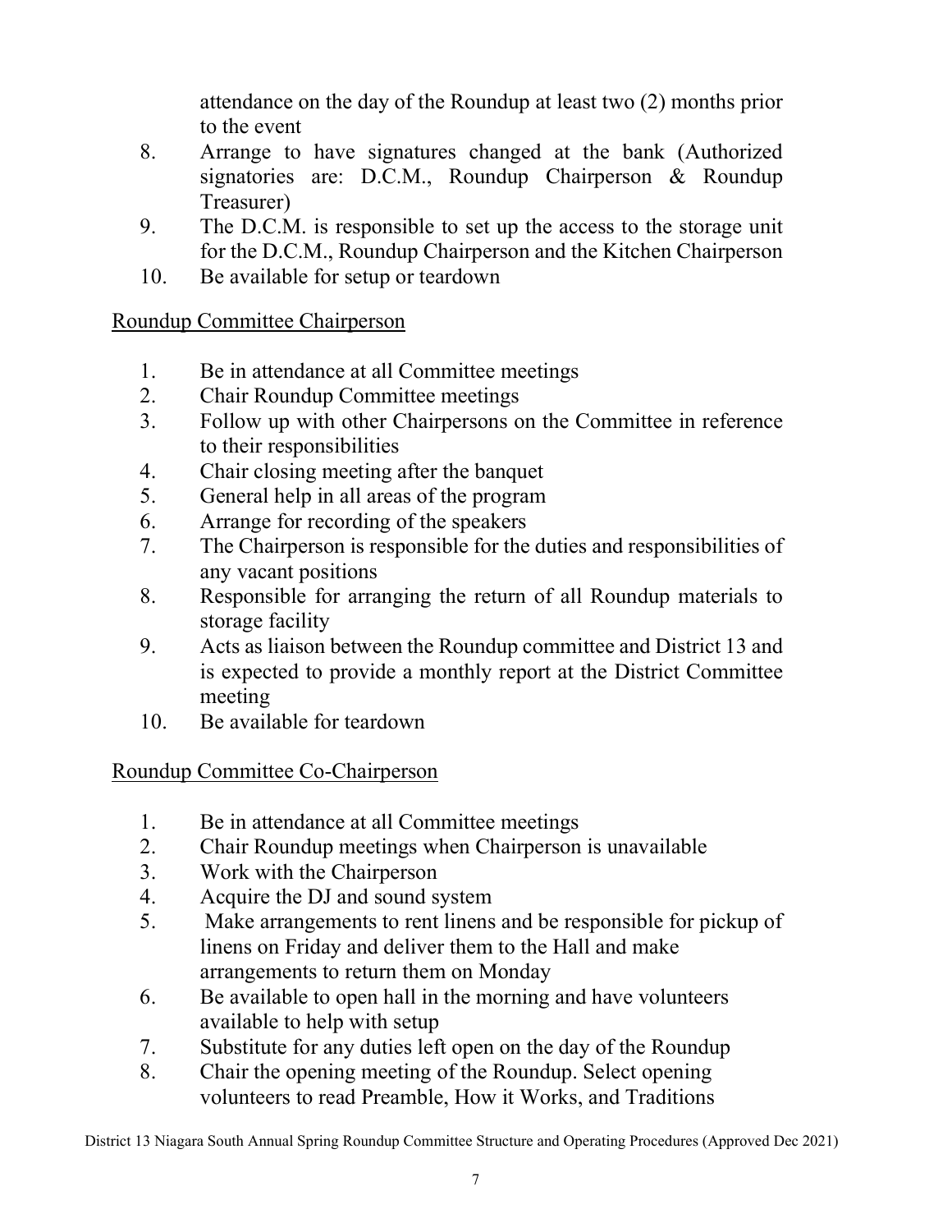attendance on the day of the Roundup at least two (2) months prior to the event

8. Arrange to have signatures changed at the bank (Authorized signatories are: D.C.M., Roundup Chairperson & Roundup Treasurer)
9. The D.C.M. is responsible to set up the access to the storage unit for the D.C.M., Roundup Chairperson and the Kitchen Chairperson
10. Be available for setup or teardown

<u>Roundup Committee Chairperson</u>

1. Be in attendance at all Committee meetings
2. Chair Roundup Committee meetings
3. Follow up with other Chairpersons on the Committee in reference to their responsibilities
4. Chair closing meeting after the banquet
5. General help in all areas of the program
6. Arrange for recording of the speakers
7. The Chairperson is responsible for the duties and responsibilities of any vacant positions
8. Responsible for arranging the return of all Roundup materials to storage facility
9. Acts as liaison between the Roundup committee and District 13 and is expected to provide a monthly report at the District Committee meeting
10. Be available for teardown

<u>Roundup Committee Co-Chairperson</u>

1. Be in attendance at all Committee meetings
2. Chair Roundup meetings when Chairperson is unavailable
3. Work with the Chairperson
4. Acquire the DJ and sound system
5. Make arrangements to rent linens and be responsible for pickup of linens on Friday and deliver them to the Hall and make arrangements to return them on Monday
6. Be available to open hall in the morning and have volunteers available to help with setup
7. Substitute for any duties left open on the day of the Roundup
8. Chair the opening meeting of the Roundup. Select opening volunteers to read Preamble, How it Works, and Traditions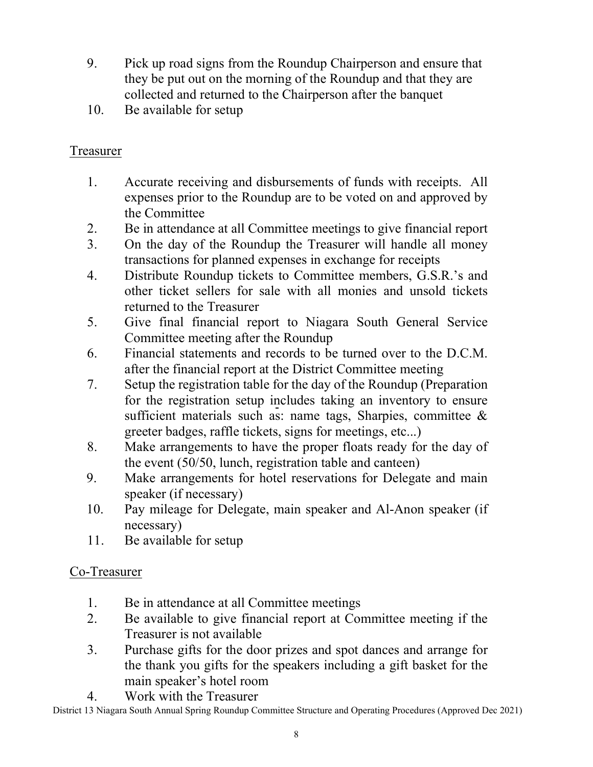9. Pick up road signs from the Roundup Chairperson and ensure that they be put out on the morning of the Roundup and that they are collected and returned to the Chairperson after the banquet
10. Be available for setup

## Treasurer

1. Accurate receiving and disbursements of funds with receipts. All expenses prior to the Roundup are to be voted on and approved by the Committee
2. Be in attendance at all Committee meetings to give financial report
3. On the day of the Roundup the Treasurer will handle all money transactions for planned expenses in exchange for receipts
4. Distribute Roundup tickets to Committee members, G.S.R.'s and other ticket sellers for sale with all monies and unsold tickets returned to the Treasurer
5. Give final financial report to Niagara South General Service Committee meeting after the Roundup
6. Financial statements and records to be turned over to the D.C.M. after the financial report at the District Committee meeting
7. Setup the registration table for the day of the Roundup (Preparation for the registration setup includes taking an inventory to ensure sufficient materials such as: name tags, Sharpies, committee & greeter badges, raffle tickets, signs for meetings, etc...)
8. Make arrangements to have the proper floats ready for the day of the event (50/50, lunch, registration table and canteen)
9. Make arrangements for hotel reservations for Delegate and main speaker (if necessary)
10. Pay mileage for Delegate, main speaker and Al-Anon speaker (if necessary)
11. Be available for setup

## Co-Treasurer

1. Be in attendance at all Committee meetings
2. Be available to give financial report at Committee meeting if the Treasurer is not available
3. Purchase gifts for the door prizes and spot dances and arrange for the thank you gifts for the speakers including a gift basket for the main speaker's hotel room
4. Work with the Treasurer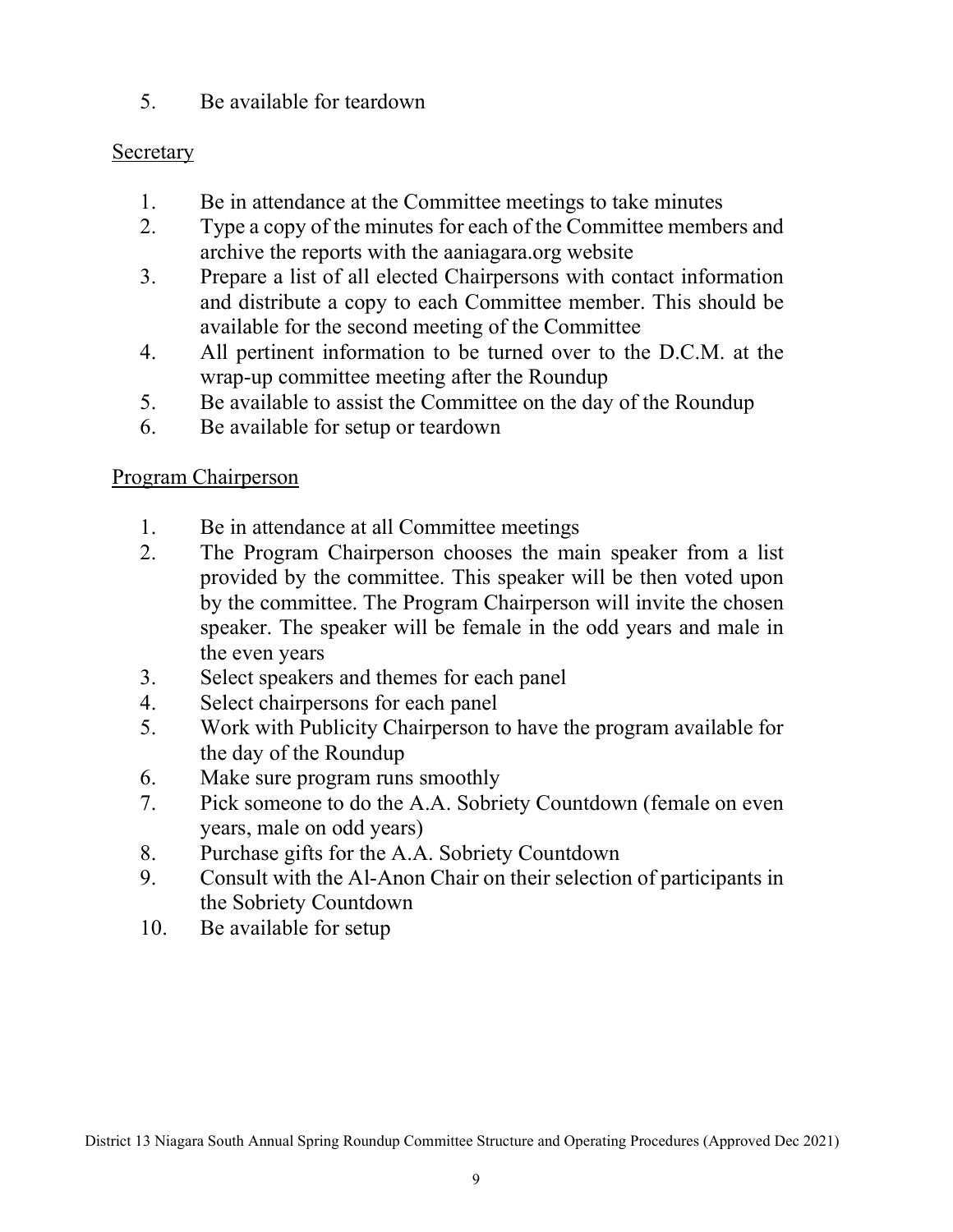5. Be available for teardown

<u>Secretary</u>

1. Be in attendance at the Committee meetings to take minutes
2. Type a copy of the minutes for each of the Committee members and archive the reports with the aaniagara.org website
3. Prepare a list of all elected Chairpersons with contact information and distribute a copy to each Committee member. This should be available for the second meeting of the Committee
4. All pertinent information to be turned over to the D.C.M. at the wrap-up committee meeting after the Roundup
5. Be available to assist the Committee on the day of the Roundup
6. Be available for setup or teardown

<u>Program Chairperson</u>

1. Be in attendance at all Committee meetings
2. The Program Chairperson chooses the main speaker from a list provided by the committee. This speaker will be then voted upon by the committee. The Program Chairperson will invite the chosen speaker. The speaker will be female in the odd years and male in the even years
3. Select speakers and themes for each panel
4. Select chairpersons for each panel
5. Work with Publicity Chairperson to have the program available for the day of the Roundup
6. Make sure program runs smoothly
7. Pick someone to do the A.A. Sobriety Countdown (female on even years, male on odd years)
8. Purchase gifts for the A.A. Sobriety Countdown
9. Consult with the Al-Anon Chair on their selection of participants in the Sobriety Countdown
10. Be available for setup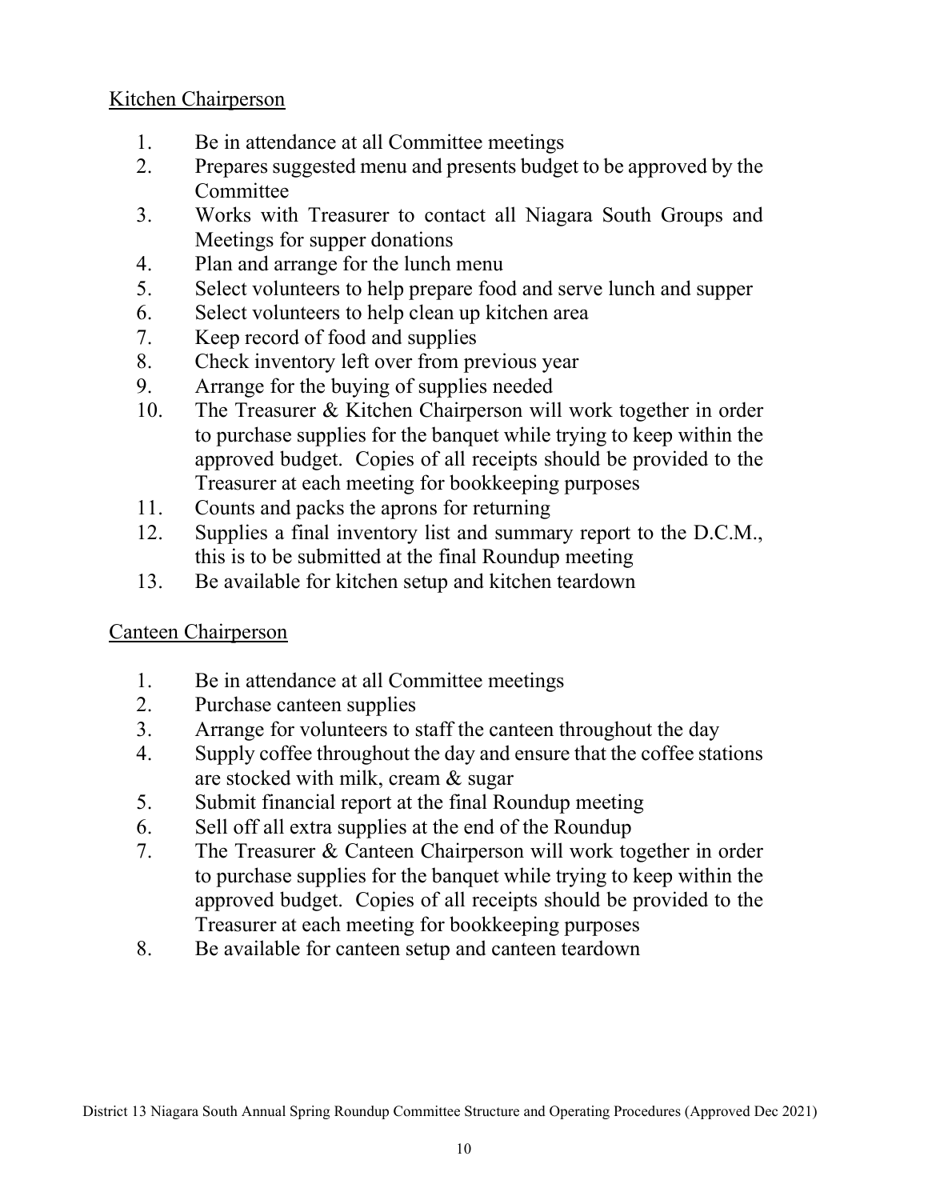Kitchen Chairperson

1. Be in attendance at all Committee meetings
2. Prepares suggested menu and presents budget to be approved by the Committee
3. Works with Treasurer to contact all Niagara South Groups and Meetings for supper donations
4. Plan and arrange for the lunch menu
5. Select volunteers to help prepare food and serve lunch and supper
6. Select volunteers to help clean up kitchen area
7. Keep record of food and supplies
8. Check inventory left over from previous year
9. Arrange for the buying of supplies needed
10. The Treasurer & Kitchen Chairperson will work together in order to purchase supplies for the banquet while trying to keep within the approved budget. Copies of all receipts should be provided to the Treasurer at each meeting for bookkeeping purposes
11. Counts and packs the aprons for returning
12. Supplies a final inventory list and summary report to the D.C.M., this is to be submitted at the final Roundup meeting
13. Be available for kitchen setup and kitchen teardown

Canteen Chairperson

1. Be in attendance at all Committee meetings
2. Purchase canteen supplies
3. Arrange for volunteers to staff the canteen throughout the day
4. Supply coffee throughout the day and ensure that the coffee stations are stocked with milk, cream & sugar
5. Submit financial report at the final Roundup meeting
6. Sell off all extra supplies at the end of the Roundup
7. The Treasurer & Canteen Chairperson will work together in order to purchase supplies for the banquet while trying to keep within the approved budget. Copies of all receipts should be provided to the Treasurer at each meeting for bookkeeping purposes
8. Be available for canteen setup and canteen teardown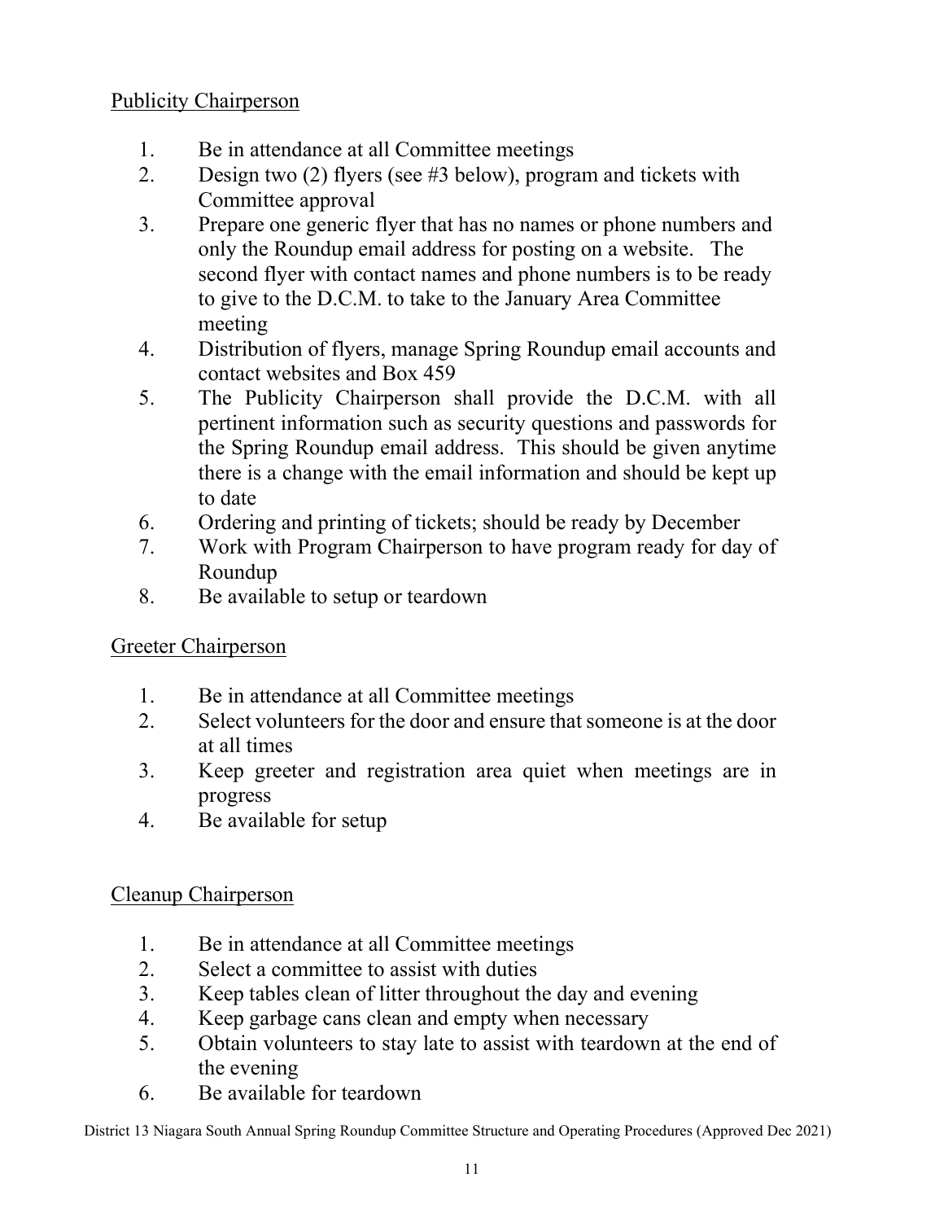Publicity Chairperson

1. Be in attendance at all Committee meetings
2. Design two (2) flyers (see #3 below), program and tickets with Committee approval
3. Prepare one generic flyer that has no names or phone numbers and only the Roundup email address for posting on a website. The second flyer with contact names and phone numbers is to be ready to give to the D.C.M. to take to the January Area Committee meeting
4. Distribution of flyers, manage Spring Roundup email accounts and contact websites and Box 459
5. The Publicity Chairperson shall provide the D.C.M. with all pertinent information such as security questions and passwords for the Spring Roundup email address. This should be given anytime there is a change with the email information and should be kept up to date
6. Ordering and printing of tickets; should be ready by December
7. Work with Program Chairperson to have program ready for day of Roundup
8. Be available to setup or teardown

Greeter Chairperson

1. Be in attendance at all Committee meetings
2. Select volunteers for the door and ensure that someone is at the door at all times
3. Keep greeter and registration area quiet when meetings are in progress
4. Be available for setup

Cleanup Chairperson

1. Be in attendance at all Committee meetings
2. Select a committee to assist with duties
3. Keep tables clean of litter throughout the day and evening
4. Keep garbage cans clean and empty when necessary
5. Obtain volunteers to stay late to assist with teardown at the end of the evening
6. Be available for teardown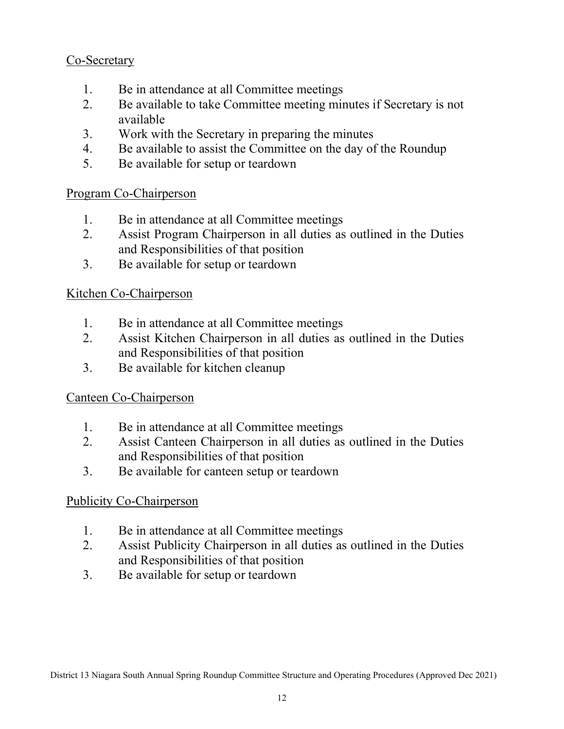Co-Secretary

1. Be in attendance at all Committee meetings
2. Be available to take Committee meeting minutes if Secretary is not available
3. Work with the Secretary in preparing the minutes
4. Be available to assist the Committee on the day of the Roundup
5. Be available for setup or teardown

Program Co-Chairperson

1. Be in attendance at all Committee meetings
2. Assist Program Chairperson in all duties as outlined in the Duties and Responsibilities of that position
3. Be available for setup or teardown

Kitchen Co-Chairperson

1. Be in attendance at all Committee meetings
2. Assist Kitchen Chairperson in all duties as outlined in the Duties and Responsibilities of that position
3. Be available for kitchen cleanup

Canteen Co-Chairperson

1. Be in attendance at all Committee meetings
2. Assist Canteen Chairperson in all duties as outlined in the Duties and Responsibilities of that position
3. Be available for canteen setup or teardown

Publicity Co-Chairperson

1. Be in attendance at all Committee meetings
2. Assist Publicity Chairperson in all duties as outlined in the Duties and Responsibilities of that position
3. Be available for setup or teardown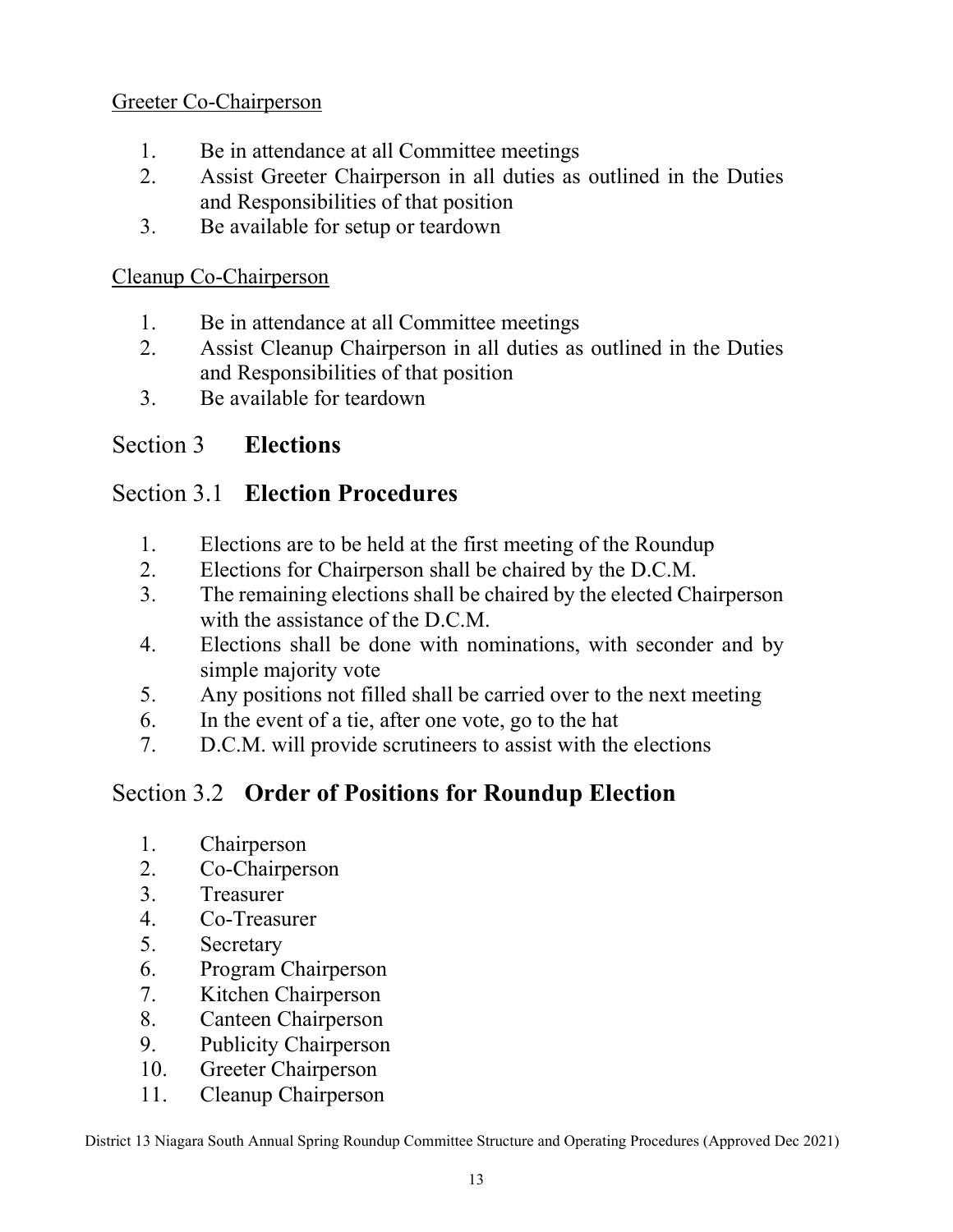Greeter Co-Chairperson

1. Be in attendance at all Committee meetings
2. Assist Greeter Chairperson in all duties as outlined in the Duties and Responsibilities of that position
3. Be available for setup or teardown

Cleanup Co-Chairperson

1. Be in attendance at all Committee meetings
2. Assist Cleanup Chairperson in all duties as outlined in the Duties and Responsibilities of that position
3. Be available for teardown

## Section 3 **Elections**

## Section 3.1 **Election Procedures**

1. Elections are to be held at the first meeting of the Roundup
2. Elections for Chairperson shall be chaired by the D.C.M.
3. The remaining elections shall be chaired by the elected Chairperson with the assistance of the D.C.M.
4. Elections shall be done with nominations, with seconder and by simple majority vote
5. Any positions not filled shall be carried over to the next meeting
6. In the event of a tie, after one vote, go to the hat
7. D.C.M. will provide scrutineers to assist with the elections

## Section 3.2 **Order of Positions for Roundup Election**

1. Chairperson
2. Co-Chairperson
3. Treasurer
4. Co-Treasurer
5. Secretary
6. Program Chairperson
7. Kitchen Chairperson
8. Canteen Chairperson
9. Publicity Chairperson
10. Greeter Chairperson
11. Cleanup Chairperson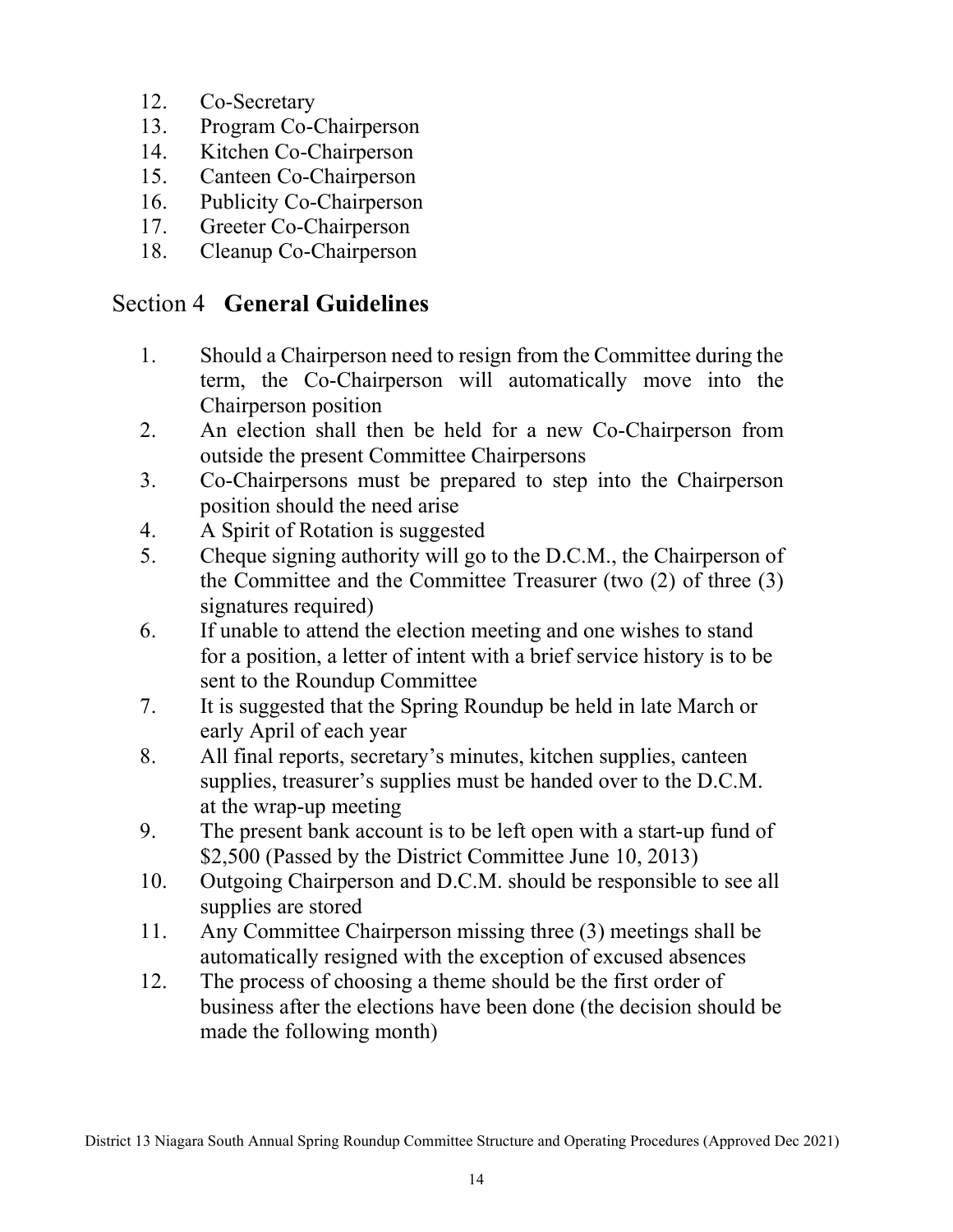12. Co-Secretary
13. Program Co-Chairperson
14. Kitchen Co-Chairperson
15. Canteen Co-Chairperson
16. Publicity Co-Chairperson
17. Greeter Co-Chairperson
18. Cleanup Co-Chairperson

## Section 4 **General Guidelines**

1. Should a Chairperson need to resign from the Committee during the term, the Co-Chairperson will automatically move into the Chairperson position
2. An election shall then be held for a new Co-Chairperson from outside the present Committee Chairpersons
3. Co-Chairpersons must be prepared to step into the Chairperson position should the need arise
4. A Spirit of Rotation is suggested
5. Cheque signing authority will go to the D.C.M., the Chairperson of the Committee and the Committee Treasurer (two (2) of three (3) signatures required)
6. If unable to attend the election meeting and one wishes to stand for a position, a letter of intent with a brief service history is to be sent to the Roundup Committee
7. It is suggested that the Spring Roundup be held in late March or early April of each year
8. All final reports, secretary's minutes, kitchen supplies, canteen supplies, treasurer's supplies must be handed over to the D.C.M. at the wrap-up meeting
9. The present bank account is to be left open with a start-up fund of $2,500 (Passed by the District Committee June 10, 2013)
10. Outgoing Chairperson and D.C.M. should be responsible to see all supplies are stored
11. Any Committee Chairperson missing three (3) meetings shall be automatically resigned with the exception of excused absences
12. The process of choosing a theme should be the first order of business after the elections have been done (the decision should be made the following month)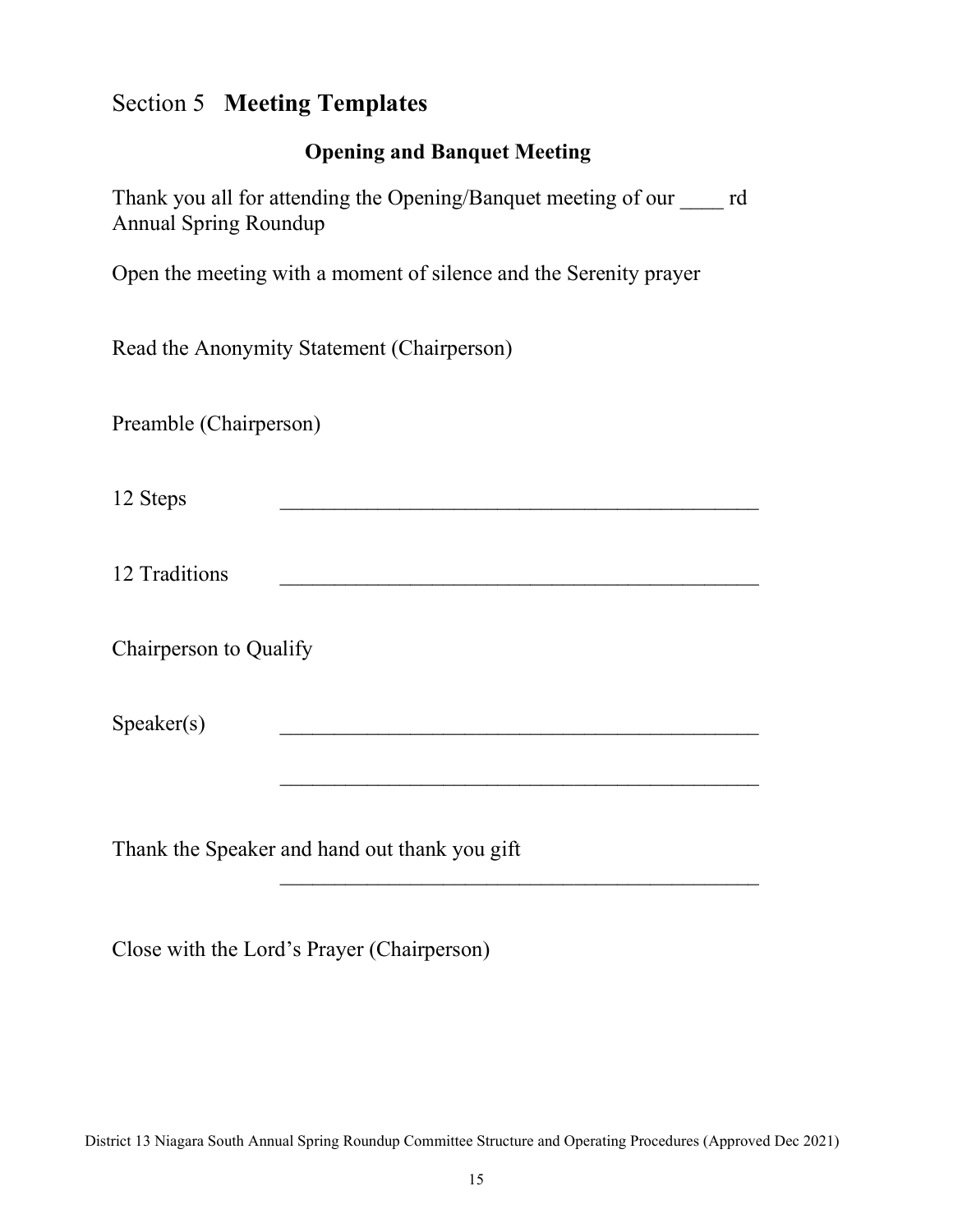# Section 5 **Meeting Templates**

## Opening and Banquet Meeting

Thank you all for attending the Opening/Banquet meeting of our ____ rd Annual Spring Roundup

Open the meeting with a moment of silence and the Serenity prayer

Read the Anonymity Statement (Chairperson)

Preamble (Chairperson)

12 Steps ____________________________________________

12 Traditions ____________________________________________

Chairperson to Qualify

Speaker(s) ____________________________________________

____________________________________________

Thank the Speaker and hand out thank you gift

____________________________________________

Close with the Lord's Prayer (Chairperson)

District 13 Niagara South Annual Spring Roundup Committee Structure and Operating Procedures (Approved Dec 2021)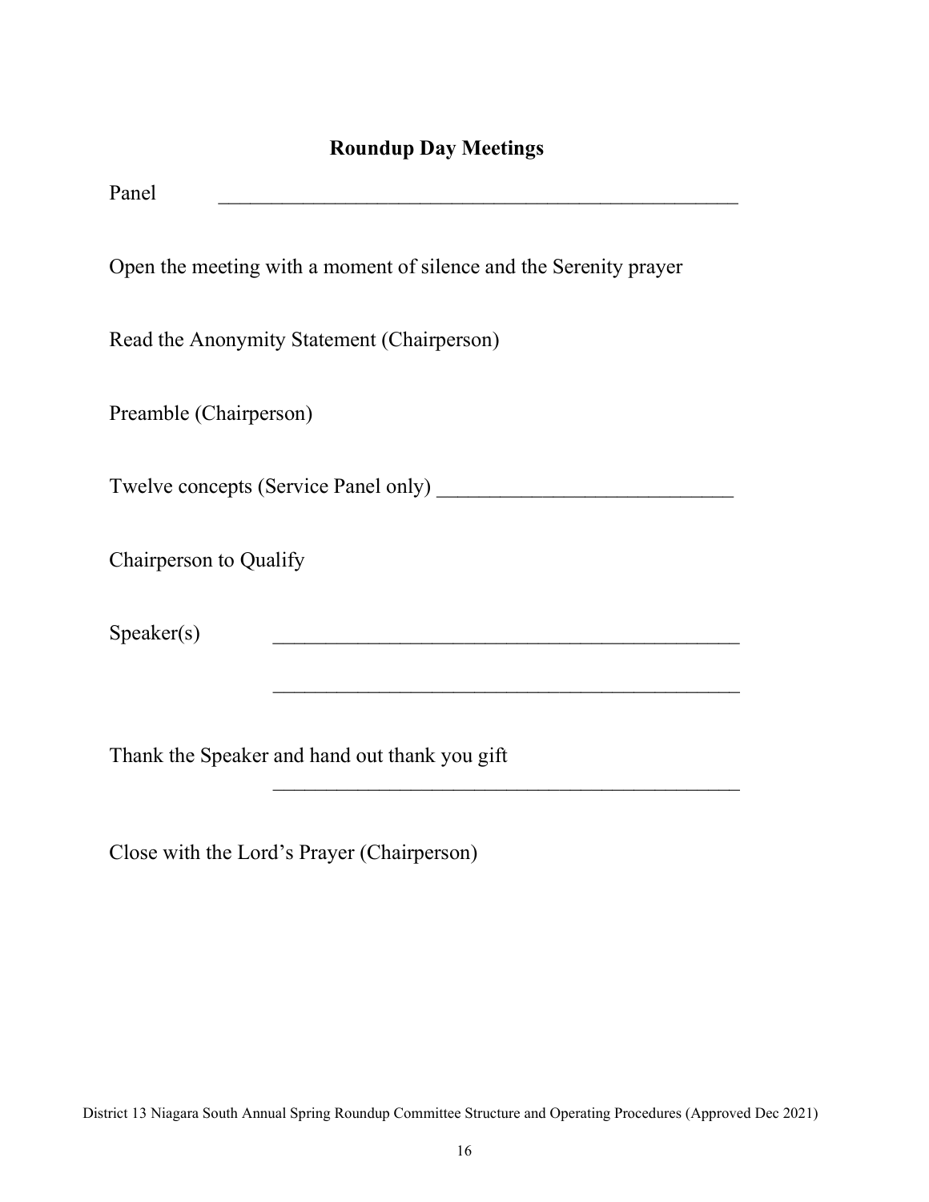## Roundup Day Meetings

Panel ____________________________________________________

Open the meeting with a moment of silence and the Serenity prayer

Read the Anonymity Statement (Chairperson)

Preamble (Chairperson)

Twelve concepts (Service Panel only) ____________________________

Chairperson to Qualify

Speaker(s) ______________________________________________

______________________________________________

Thank the Speaker and hand out thank you gift

______________________________________________

Close with the Lord's Prayer (Chairperson)

District 13 Niagara South Annual Spring Roundup Committee Structure and Operating Procedures (Approved Dec 2021)